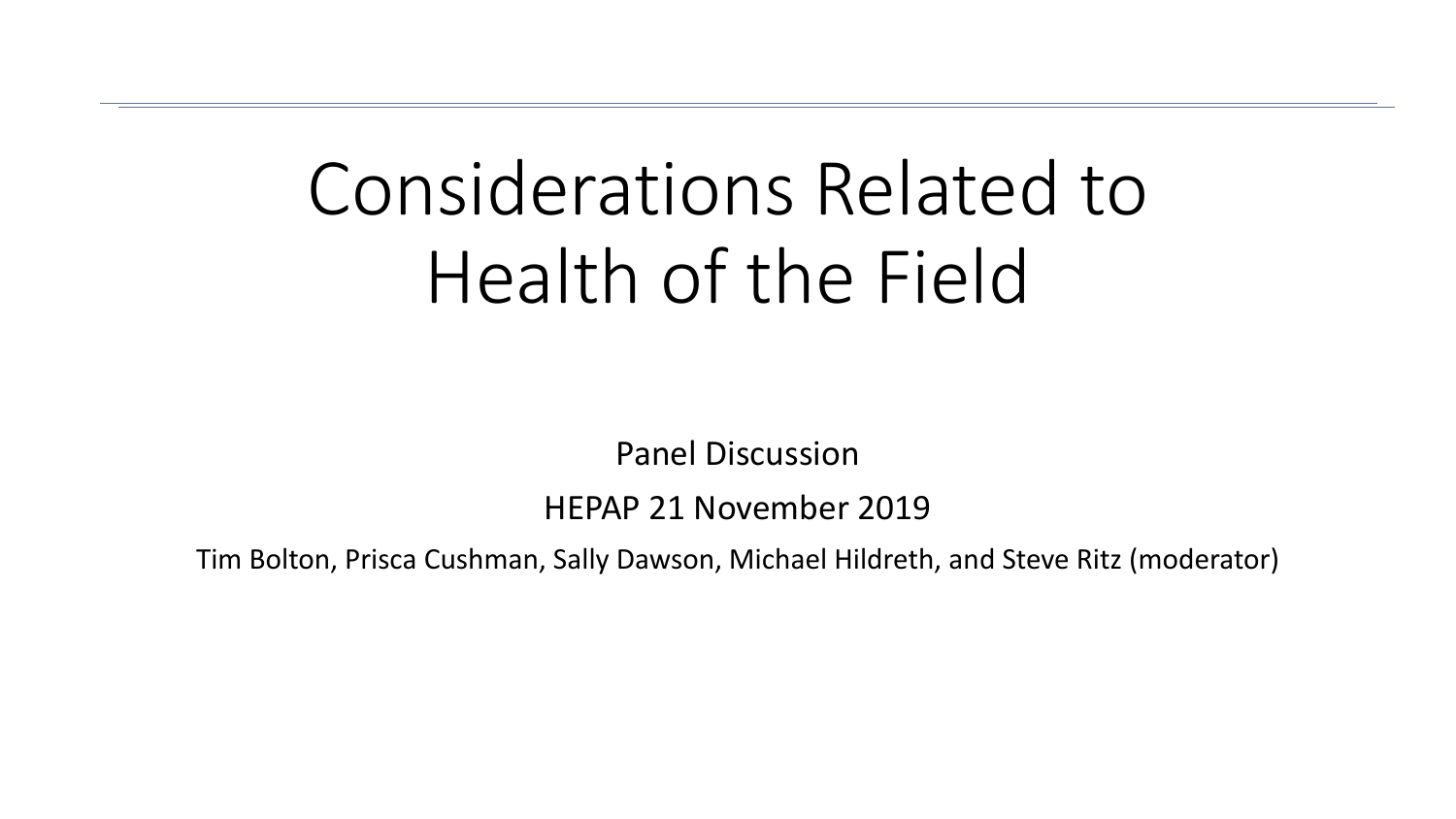# Considerations Related to Health of the Field

Panel Discussion

HEPAP 21 November 2019

Tim Bolton, Prisca Cushman, Sally Dawson, Michael Hildreth, and Steve Ritz (moderator)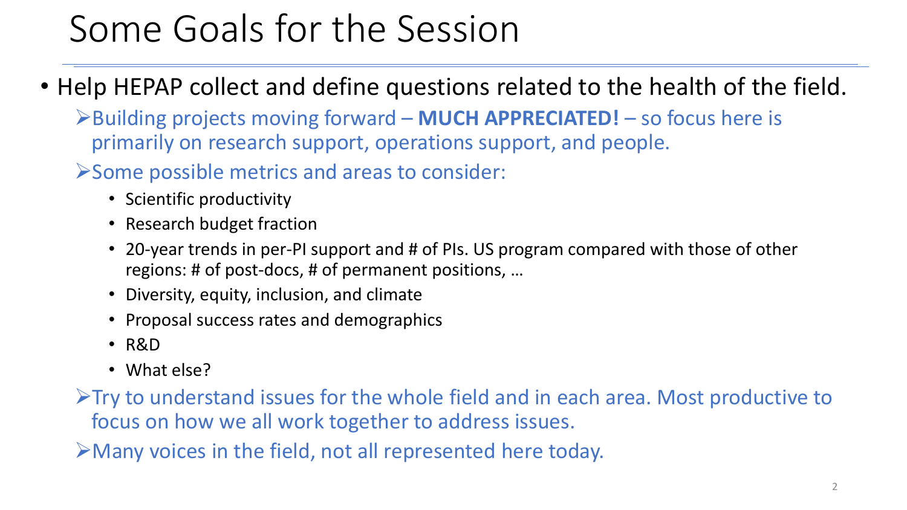# Some Goals for the Session

- Help HEPAP collect and define questions related to the health of the field.
  - Building projects moving forward – **MUCH APPRECIATED!** – so focus here is primarily on research support, operations support, and people.
  - Some possible metrics and areas to consider:
    - Scientific productivity
    - Research budget fraction
    - 20-year trends in per-PI support and # of PIs. US program compared with those of other regions: # of post-docs, # of permanent positions, …
    - Diversity, equity, inclusion, and climate
    - Proposal success rates and demographics
    - R&D
    - What else?
  - Try to understand issues for the whole field and in each area. Most productive to focus on how we all work together to address issues.
  - Many voices in the field, not all represented here today.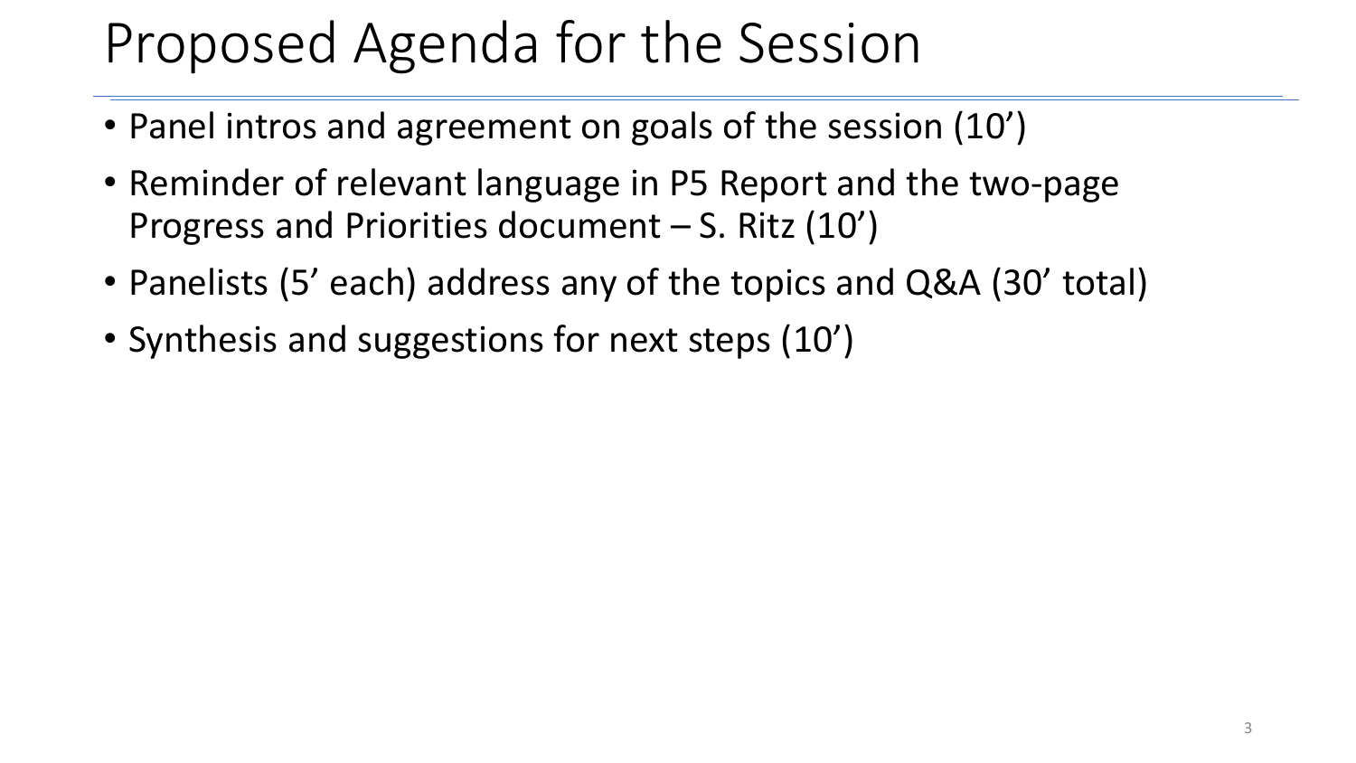# Proposed Agenda for the Session

- Panel intros and agreement on goals of the session (10’)
- Reminder of relevant language in P5 Report and the two-page Progress and Priorities document – S. Ritz (10’)
- Panelists (5’ each) address any of the topics and Q&A (30’ total)
- Synthesis and suggestions for next steps (10’)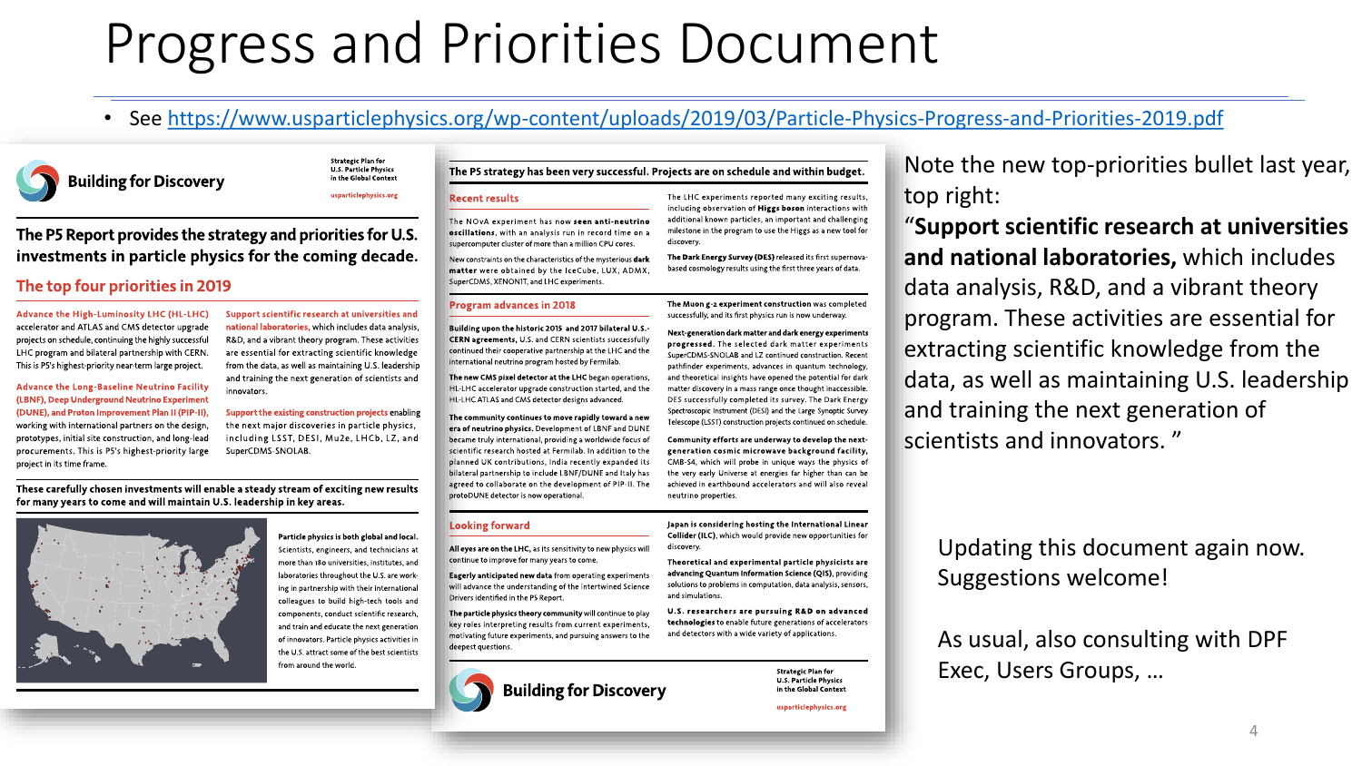# Progress and Priorities Document

- See https://www.usparticlephysics.org/wp-content/uploads/2019/03/Particle-Physics-Progress-and-Priorities-2019.pdf

## Building for Discovery

Strategic Plan for U.S. Particle Physics in the Global Context

usparticlephysics.org

**The P5 Report provides the strategy and priorities for U.S. investments in particle physics for the coming decade.**

### The top four priorities in 2019

**Advance the High-Luminosity LHC (HL-LHC)** accelerator and ATLAS and CMS detector upgrade projects on schedule, continuing the highly successful LHC program and bilateral partnership with CERN. This is P5's highest-priority near-term large project.

**Advance the Long-Baseline Neutrino Facility (LBNF), Deep Underground Neutrino Experiment (DUNE), and Proton Improvement Plan II (PIP-II),** working with international partners on the design, prototypes, initial site construction, and long-lead procurements. This is P5's highest-priority large project in its time frame.

**Support scientific research at universities and national laboratories,** which includes data analysis, R&D, and a vibrant theory program. These activities are essential for extracting scientific knowledge from the data, as well as maintaining U.S. leadership and training the next generation of scientists and innovators.

**Support the existing construction projects** enabling the next major discoveries in particle physics, including LSST, DESI, Mu2e, LHCb, LZ, and SuperCDMS-SNOLAB.

**These carefully chosen investments will enable a steady stream of exciting new results for many years to come and will maintain U.S. leadership in key areas.**

**Particle physics is both global and local.** Scientists, engineers, and technicians at more than 180 universities, institutes, and laboratories throughout the U.S. are working in partnership with their international colleagues to build high-tech tools and components, conduct scientific research, and train and educate the next generation of innovators. Particle physics activities in the U.S. attract some of the best scientists from around the world.

**The P5 strategy has been very successful. Projects are on schedule and within budget.**

### Recent results

The NOvA experiment has now **seen anti-neutrino oscillations**, with an analysis run in record time on a supercomputer cluster of more than a million CPU cores.

New constraints on the characteristics of the mysterious **dark matter** were obtained by the IceCube, LUX, ADMX, SuperCDMS, XENON1T, and LHC experiments.

The LHC experiments reported many exciting results, including observation of **Higgs boson** interactions with additional known particles, an important and challenging milestone in the program to use the Higgs as a new tool for discovery.

**The Dark Energy Survey (DES)** released its first supernova-based cosmology results using the first three years of data.

### Program advances in 2018

**Building upon the historic 2015 and 2017 bilateral U.S.-CERN agreements,** U.S. and CERN scientists successfully continued their cooperative partnership at the LHC and the international neutrino program hosted by Fermilab.

**The new CMS pixel detector at the LHC** began operations, HL-LHC accelerator upgrade construction started, and the HL-LHC ATLAS and CMS detector designs advanced.

**The community continues to move rapidly toward a new era of neutrino physics.** Development of LBNF and DUNE became truly international, providing a worldwide focus of scientific research hosted at Fermilab. In addition to the planned UK contributions, India recently expanded its bilateral partnership to include LBNF/DUNE and Italy has agreed to collaborate on the development of PIP-II. The protoDUNE detector is now operational.

**The Muon g-2 experiment construction** was completed successfully, and its first physics run is now underway.

**Next-generation dark matter and dark energy experiments progressed.** The selected dark matter experiments SuperCDMS-SNOLAB and LZ continued construction. Recent pathfinder experiments, advances in quantum technology, and theoretical insights have opened the potential for dark matter discovery in a mass range once thought inaccessible. DES successfully completed its survey. The Dark Energy Spectroscopic Instrument (DESI) and the Large Synoptic Survey Telescope (LSST) construction projects continued on schedule.

**Community efforts are underway to develop the next-generation cosmic microwave background facility,** CMB-S4, which will probe in unique ways the physics of the very early Universe at energies far higher than can be achieved in earthbound accelerators and will also reveal neutrino properties.

### Looking forward

**All eyes are on the LHC,** as its sensitivity to new physics will continue to improve for many years to come.

**Eagerly anticipated new data** from operating experiments will advance the understanding of the intertwined Science Drivers identified in the P5 Report.

**The particle physics theory community** will continue to play key roles interpreting results from current experiments, motivating future experiments, and pursuing answers to the deepest questions.

**Japan is considering hosting the International Linear Collider (ILC),** which would provide new opportunities for discovery.

**Theoretical and experimental particle physicists are advancing Quantum Information Science (QIS),** providing solutions to problems in computation, data analysis, sensors, and simulations.

**U.S. researchers are pursuing R&D on advanced technologies** to enable future generations of accelerators and detectors with a wide variety of applications.

## Building for Discovery

Strategic Plan for U.S. Particle Physics in the Global Context

usparticlephysics.org

---

Note the new top-priorities bullet last year, top right:

"**Support scientific research at universities and national laboratories,** which includes data analysis, R&D, and a vibrant theory program. These activities are essential for extracting scientific knowledge from the data, as well as maintaining U.S. leadership and training the next generation of scientists and innovators. "

Updating this document again now. Suggestions welcome!

As usual, also consulting with DPF Exec, Users Groups, …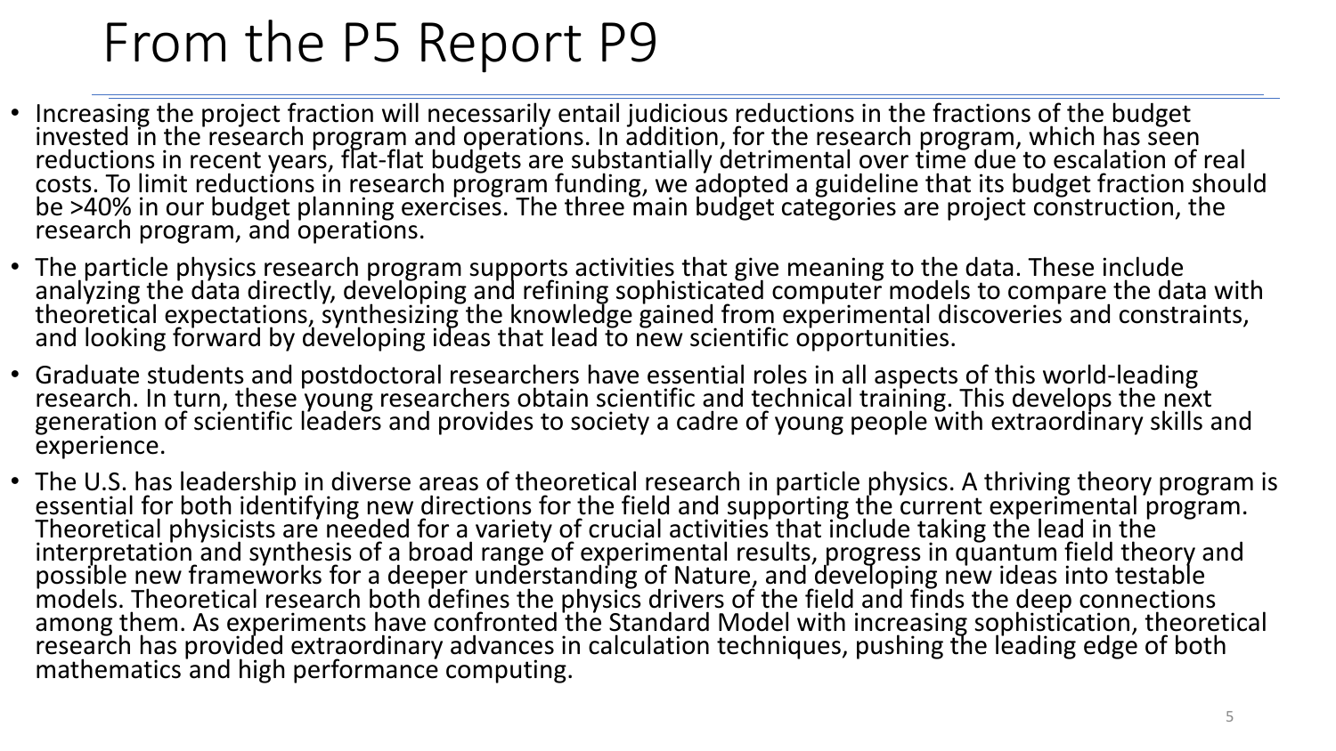# From the P5 Report P9

- Increasing the project fraction will necessarily entail judicious reductions in the fractions of the budget invested in the research program and operations. In addition, for the research program, which has seen reductions in recent years, flat-flat budgets are substantially detrimental over time due to escalation of real costs. To limit reductions in research program funding, we adopted a guideline that its budget fraction should be >40% in our budget planning exercises. The three main budget categories are project construction, the research program, and operations.
- The particle physics research program supports activities that give meaning to the data. These include analyzing the data directly, developing and refining sophisticated computer models to compare the data with theoretical expectations, synthesizing the knowledge gained from experimental discoveries and constraints, and looking forward by developing ideas that lead to new scientific opportunities.
- Graduate students and postdoctoral researchers have essential roles in all aspects of this world-leading research. In turn, these young researchers obtain scientific and technical training. This develops the next generation of scientific leaders and provides to society a cadre of young people with extraordinary skills and experience.
- The U.S. has leadership in diverse areas of theoretical research in particle physics. A thriving theory program is essential for both identifying new directions for the field and supporting the current experimental program. Theoretical physicists are needed for a variety of crucial activities that include taking the lead in the interpretation and synthesis of a broad range of experimental results, progress in quantum field theory and possible new frameworks for a deeper understanding of Nature, and developing new ideas into testable models. Theoretical research both defines the physics drivers of the field and finds the deep connections among them. As experiments have confronted the Standard Model with increasing sophistication, theoretical research has provided extraordinary advances in calculation techniques, pushing the leading edge of both mathematics and high performance computing.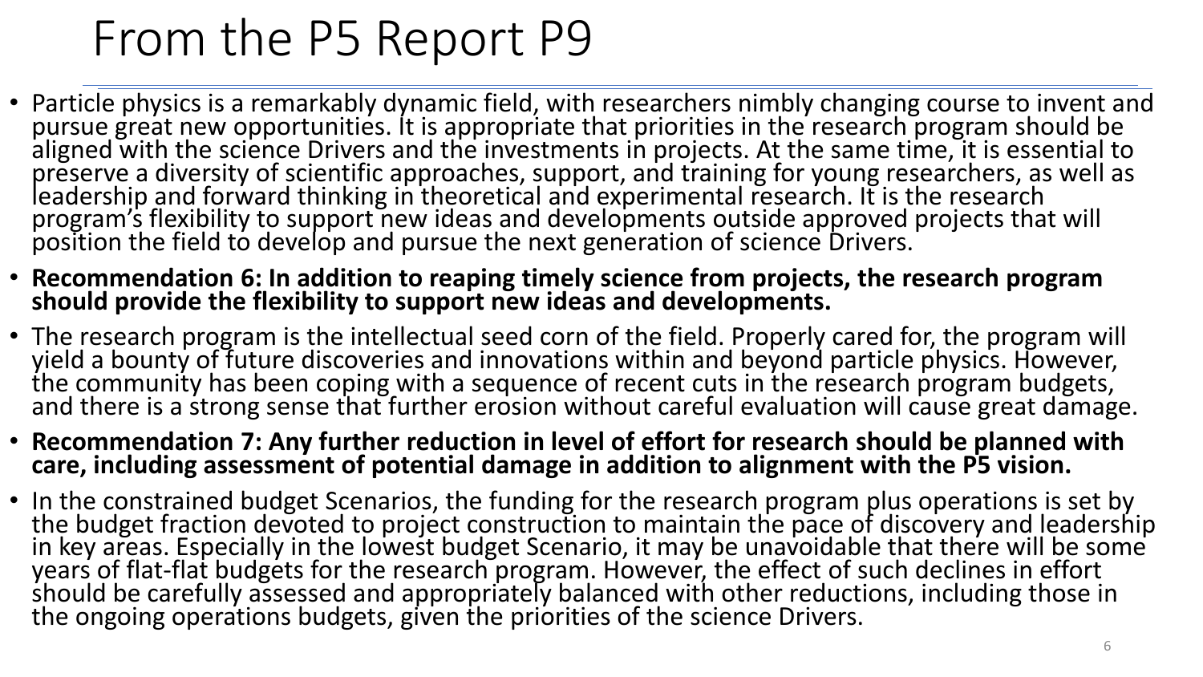# From the P5 Report P9

- Particle physics is a remarkably dynamic field, with researchers nimbly changing course to invent and pursue great new opportunities. It is appropriate that priorities in the research program should be aligned with the science Drivers and the investments in projects. At the same time, it is essential to preserve a diversity of scientific approaches, support, and training for young researchers, as well as leadership and forward thinking in theoretical and experimental research. It is the research program's flexibility to support new ideas and developments outside approved projects that will position the field to develop and pursue the next generation of science Drivers.
- **Recommendation 6: In addition to reaping timely science from projects, the research program should provide the flexibility to support new ideas and developments.**
- The research program is the intellectual seed corn of the field. Properly cared for, the program will yield a bounty of future discoveries and innovations within and beyond particle physics. However, the community has been coping with a sequence of recent cuts in the research program budgets, and there is a strong sense that further erosion without careful evaluation will cause great damage.
- **Recommendation 7: Any further reduction in level of effort for research should be planned with care, including assessment of potential damage in addition to alignment with the P5 vision.**
- In the constrained budget Scenarios, the funding for the research program plus operations is set by the budget fraction devoted to project construction to maintain the pace of discovery and leadership in key areas. Especially in the lowest budget Scenario, it may be unavoidable that there will be some years of flat-flat budgets for the research program. However, the effect of such declines in effort should be carefully assessed and appropriately balanced with other reductions, including those in the ongoing operations budgets, given the priorities of the science Drivers.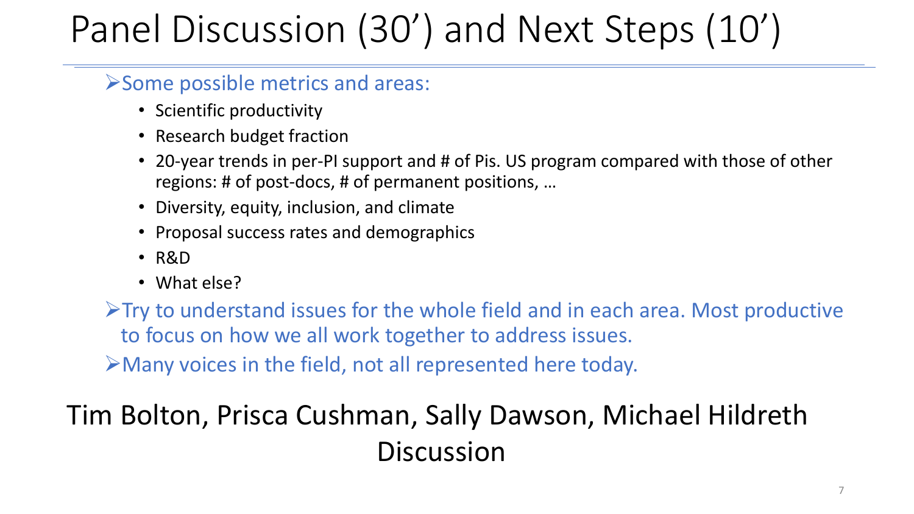# Panel Discussion (30’) and Next Steps (10’)

- Some possible metrics and areas:
  - Scientific productivity
  - Research budget fraction
  - 20-year trends in per-PI support and # of Pis. US program compared with those of other regions: # of post-docs, # of permanent positions, …
  - Diversity, equity, inclusion, and climate
  - Proposal success rates and demographics
  - R&D
  - What else?
- Try to understand issues for the whole field and in each area. Most productive to focus on how we all work together to address issues.
- Many voices in the field, not all represented here today.

Tim Bolton, Prisca Cushman, Sally Dawson, Michael Hildreth

Discussion